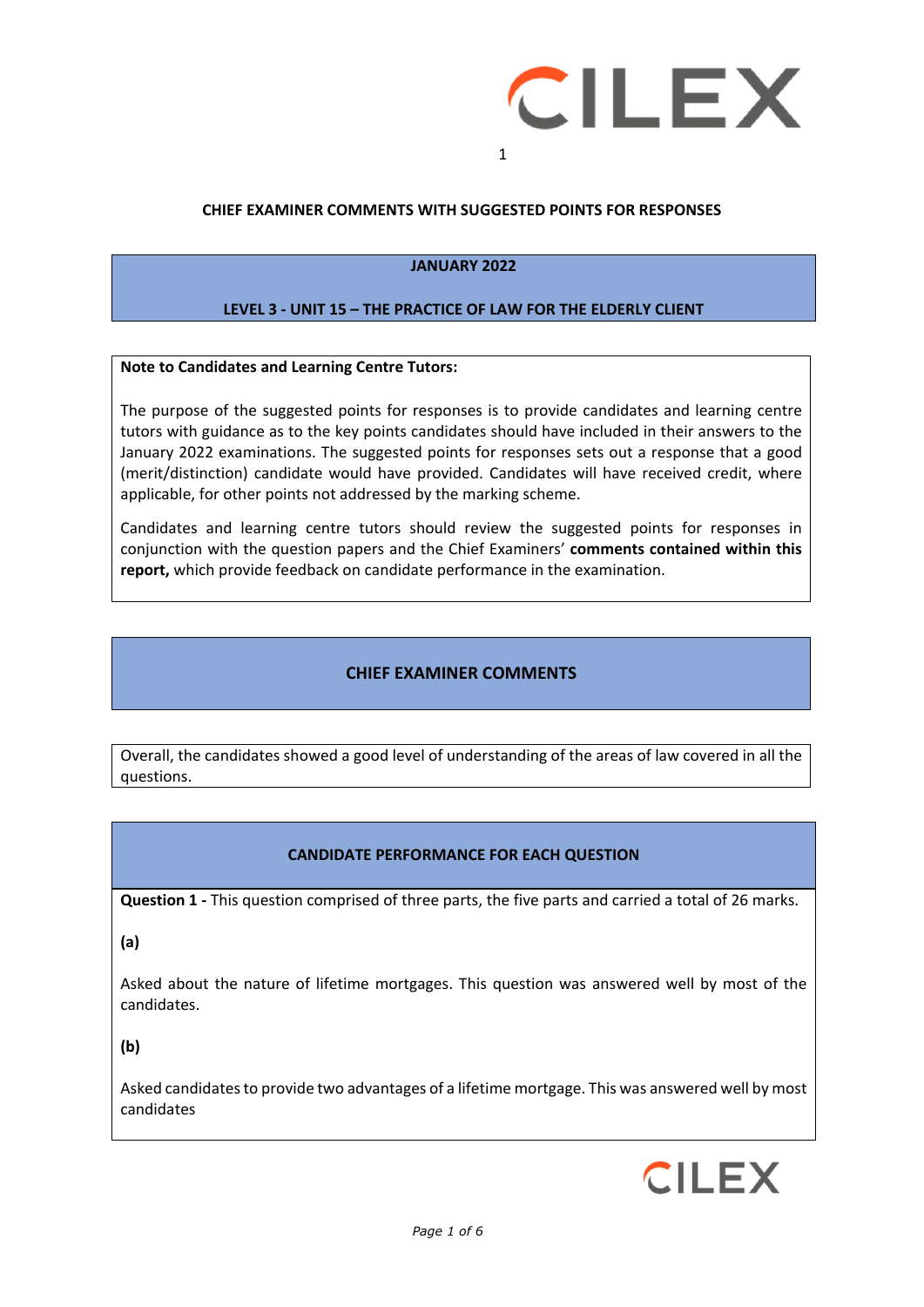**CHIEF EXAMINER COMMENTS WITH SUGGESTED POINTS FOR RESPONSES**

**JANUARY 2022**

**LEVEL 3 - UNIT 15 – THE PRACTICE OF LAW FOR THE ELDERLY CLIENT**

**Note to Candidates and Learning Centre Tutors:**

The purpose of the suggested points for responses is to provide candidates and learning centre tutors with guidance as to the key points candidates should have included in their answers to the January 2022 examinations. The suggested points for responses sets out a response that a good (merit/distinction) candidate would have provided. Candidates will have received credit, where applicable, for other points not addressed by the marking scheme.

Candidates and learning centre tutors should review the suggested points for responses in conjunction with the question papers and the Chief Examiners' **comments contained within this report,** which provide feedback on candidate performance in the examination.

## CHIEF EXAMINER COMMENTS

Overall, the candidates showed a good level of understanding of the areas of law covered in all the questions.

## CANDIDATE PERFORMANCE FOR EACH QUESTION

**Question 1 -** This question comprised of three parts, the five parts and carried a total of 26 marks.

**(a)**

Asked about the nature of lifetime mortgages. This question was answered well by most of the candidates.

**(b)**

Asked candidates to provide two advantages of a lifetime mortgage. This was answered well by most candidates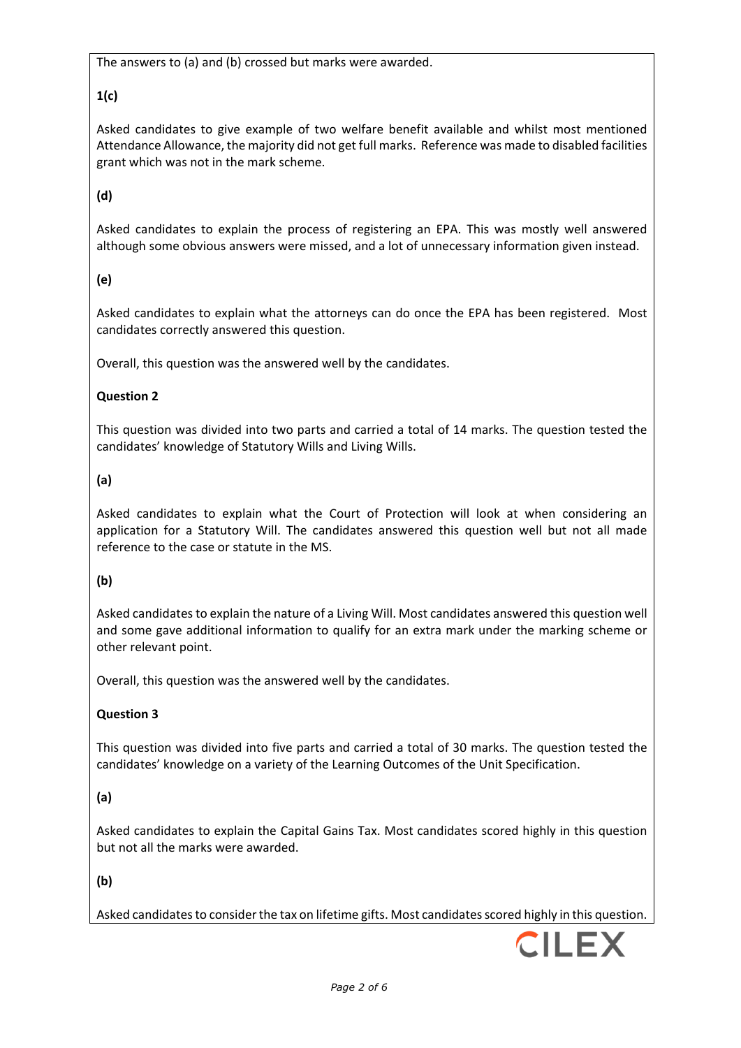The answers to (a) and (b) crossed but marks were awarded.

**1(c)**

Asked candidates to give example of two welfare benefit available and whilst most mentioned Attendance Allowance, the majority did not get full marks. Reference was made to disabled facilities grant which was not in the mark scheme.

**(d)**

Asked candidates to explain the process of registering an EPA. This was mostly well answered although some obvious answers were missed, and a lot of unnecessary information given instead.

**(e)**

Asked candidates to explain what the attorneys can do once the EPA has been registered. Most candidates correctly answered this question.

Overall, this question was the answered well by the candidates.

**Question 2**

This question was divided into two parts and carried a total of 14 marks. The question tested the candidates' knowledge of Statutory Wills and Living Wills.

**(a)**

Asked candidates to explain what the Court of Protection will look at when considering an application for a Statutory Will. The candidates answered this question well but not all made reference to the case or statute in the MS.

**(b)**

Asked candidates to explain the nature of a Living Will. Most candidates answered this question well and some gave additional information to qualify for an extra mark under the marking scheme or other relevant point.

Overall, this question was the answered well by the candidates.

**Question 3**

This question was divided into five parts and carried a total of 30 marks. The question tested the candidates' knowledge on a variety of the Learning Outcomes of the Unit Specification.

**(a)**

Asked candidates to explain the Capital Gains Tax. Most candidates scored highly in this question but not all the marks were awarded.

**(b)**

Asked candidates to consider the tax on lifetime gifts. Most candidates scored highly in this question.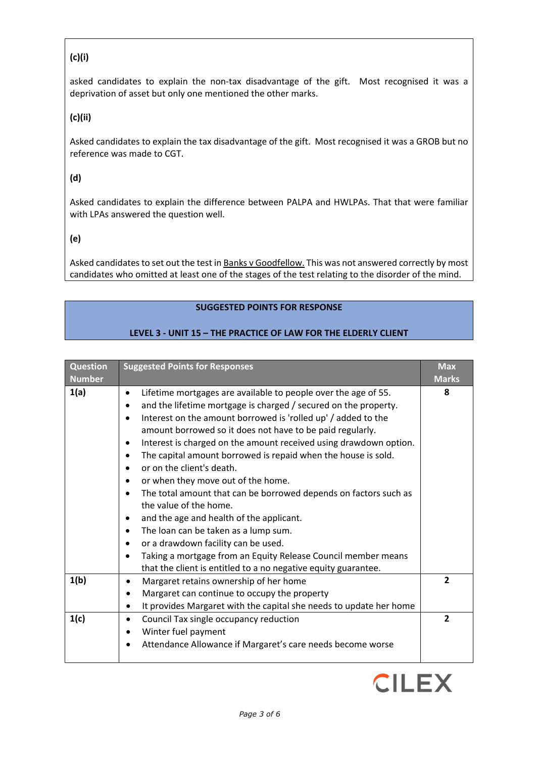**(c)(i)**

asked candidates to explain the non-tax disadvantage of the gift. Most recognised it was a deprivation of asset but only one mentioned the other marks.

**(c)(ii)**

Asked candidates to explain the tax disadvantage of the gift. Most recognised it was a GROB but no reference was made to CGT.

**(d)**

Asked candidates to explain the difference between PALPA and HWLPAs. That that were familiar with LPAs answered the question well.

**(e)**

Asked candidates to set out the test in Banks v Goodfellow. This was not answered correctly by most candidates who omitted at least one of the stages of the test relating to the disorder of the mind.

## SUGGESTED POINTS FOR RESPONSE

## LEVEL 3 - UNIT 15 – THE PRACTICE OF LAW FOR THE ELDERLY CLIENT

| Question Number | Suggested Points for Responses | Max Marks |
|---|---|---|
| 1(a) | • Lifetime mortgages are available to people over the age of 55.<br>• and the lifetime mortgage is charged / secured on the property.<br>• Interest on the amount borrowed is 'rolled up' / added to the amount borrowed so it does not have to be paid regularly.<br>• Interest is charged on the amount received using drawdown option.<br>• The capital amount borrowed is repaid when the house is sold.<br>• or on the client's death.<br>• or when they move out of the home.<br>• The total amount that can be borrowed depends on factors such as the value of the home.<br>• and the age and health of the applicant.<br>• The loan can be taken as a lump sum.<br>• or a drawdown facility can be used.<br>• Taking a mortgage from an Equity Release Council member means that the client is entitled to a no negative equity guarantee. | 8 |
| 1(b) | • Margaret retains ownership of her home<br>• Margaret can continue to occupy the property<br>• It provides Margaret with the capital she needs to update her home | 2 |
| 1(c) | • Council Tax single occupancy reduction<br>• Winter fuel payment<br>• Attendance Allowance if Margaret's care needs become worse | 2 |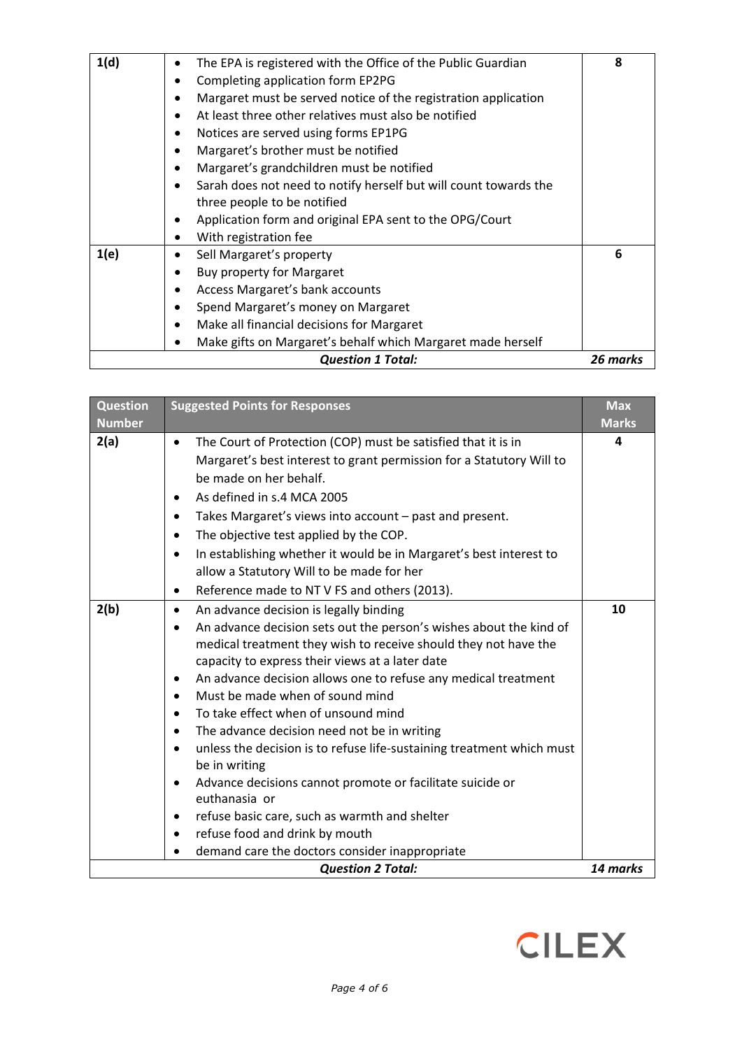| | | |
|---|---|---|
| **1(d)** | • The EPA is registered with the Office of the Public Guardian<br>• Completing application form EP2PG<br>• Margaret must be served notice of the registration application<br>• At least three other relatives must also be notified<br>• Notices are served using forms EP1PG<br>• Margaret's brother must be notified<br>• Margaret's grandchildren must be notified<br>• Sarah does not need to notify herself but will count towards the three people to be notified<br>• Application form and original EPA sent to the OPG/Court<br>• With registration fee | **8** |
| **1(e)** | • Sell Margaret's property<br>• Buy property for Margaret<br>• Access Margaret's bank accounts<br>• Spend Margaret's money on Margaret<br>• Make all financial decisions for Margaret<br>• Make gifts on Margaret's behalf which Margaret made herself | **6** |
| | ***Question 1 Total:*** | ***26 marks*** |

| Question Number | Suggested Points for Responses | Max Marks |
|---|---|---|
| **2(a)** | • The Court of Protection (COP) must be satisfied that it is in Margaret's best interest to grant permission for a Statutory Will to be made on her behalf.<br>• As defined in s.4 MCA 2005<br>• Takes Margaret's views into account – past and present.<br>• The objective test applied by the COP.<br>• In establishing whether it would be in Margaret's best interest to allow a Statutory Will to be made for her<br>• Reference made to NT V FS and others (2013). | **4** |
| **2(b)** | • An advance decision is legally binding<br>• An advance decision sets out the person's wishes about the kind of medical treatment they wish to receive should they not have the capacity to express their views at a later date<br>• An advance decision allows one to refuse any medical treatment<br>• Must be made when of sound mind<br>• To take effect when of unsound mind<br>• The advance decision need not be in writing<br>• unless the decision is to refuse life-sustaining treatment which must be in writing<br>• Advance decisions cannot promote or facilitate suicide or euthanasia or<br>• refuse basic care, such as warmth and shelter<br>• refuse food and drink by mouth<br>• demand care the doctors consider inappropriate | **10** |
| | ***Question 2 Total:*** | ***14 marks*** |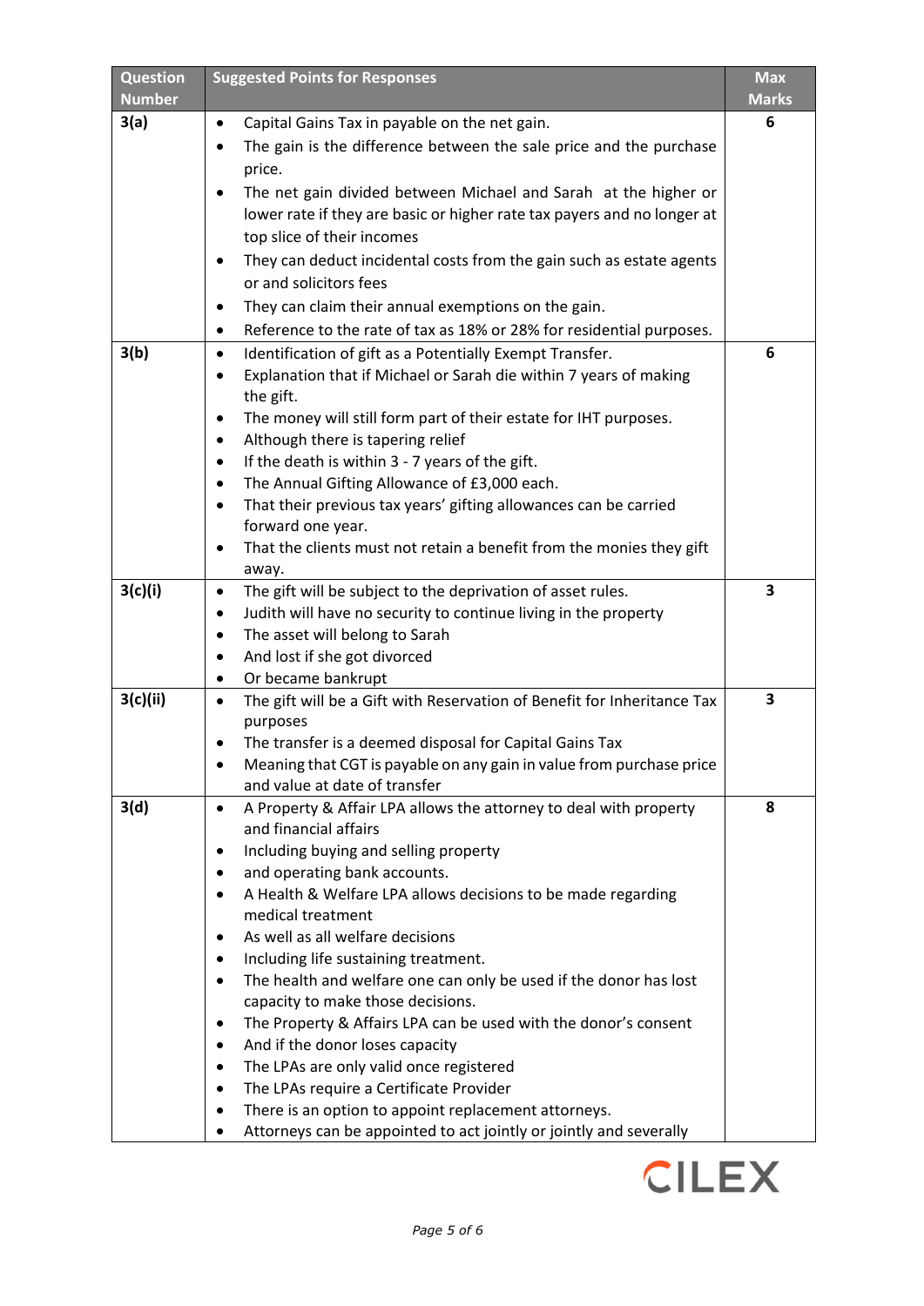| Question Number | Suggested Points for Responses | Max Marks |
|---|---|---|
| 3(a) | • Capital Gains Tax in payable on the net gain.<br>• The gain is the difference between the sale price and the purchase price.<br>• The net gain divided between Michael and Sarah at the higher or lower rate if they are basic or higher rate tax payers and no longer at top slice of their incomes<br>• They can deduct incidental costs from the gain such as estate agents or and solicitors fees<br>• They can claim their annual exemptions on the gain.<br>• Reference to the rate of tax as 18% or 28% for residential purposes. | 6 |
| 3(b) | • Identification of gift as a Potentially Exempt Transfer.<br>• Explanation that if Michael or Sarah die within 7 years of making the gift.<br>• The money will still form part of their estate for IHT purposes.<br>• Although there is tapering relief<br>• If the death is within 3 - 7 years of the gift.<br>• The Annual Gifting Allowance of £3,000 each.<br>• That their previous tax years' gifting allowances can be carried forward one year.<br>• That the clients must not retain a benefit from the monies they gift away. | 6 |
| 3(c)(i) | • The gift will be subject to the deprivation of asset rules.<br>• Judith will have no security to continue living in the property<br>• The asset will belong to Sarah<br>• And lost if she got divorced<br>• Or became bankrupt | 3 |
| 3(c)(ii) | • The gift will be a Gift with Reservation of Benefit for Inheritance Tax purposes<br>• The transfer is a deemed disposal for Capital Gains Tax<br>• Meaning that CGT is payable on any gain in value from purchase price and value at date of transfer | 3 |
| 3(d) | • A Property & Affair LPA allows the attorney to deal with property and financial affairs<br>• Including buying and selling property<br>• and operating bank accounts.<br>• A Health & Welfare LPA allows decisions to be made regarding medical treatment<br>• As well as all welfare decisions<br>• Including life sustaining treatment.<br>• The health and welfare one can only be used if the donor has lost capacity to make those decisions.<br>• The Property & Affairs LPA can be used with the donor's consent<br>• And if the donor loses capacity<br>• The LPAs are only valid once registered<br>• The LPAs require a Certificate Provider<br>• There is an option to appoint replacement attorneys.<br>• Attorneys can be appointed to act jointly or jointly and severally | 8 |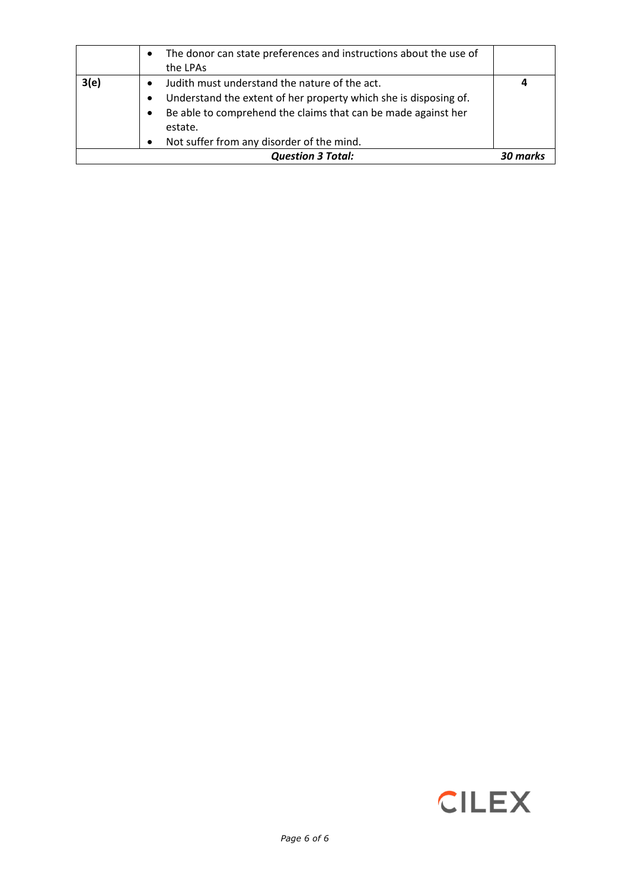| | | |
|---|---|---|
| | • The donor can state preferences and instructions about the use of the LPAs | |
| **3(e)** | • Judith must understand the nature of the act.<br>• Understand the extent of her property which she is disposing of.<br>• Be able to comprehend the claims that can be made against her estate.<br>• Not suffer from any disorder of the mind. | **4** |
| | ***Question 3 Total:*** | ***30 marks*** |